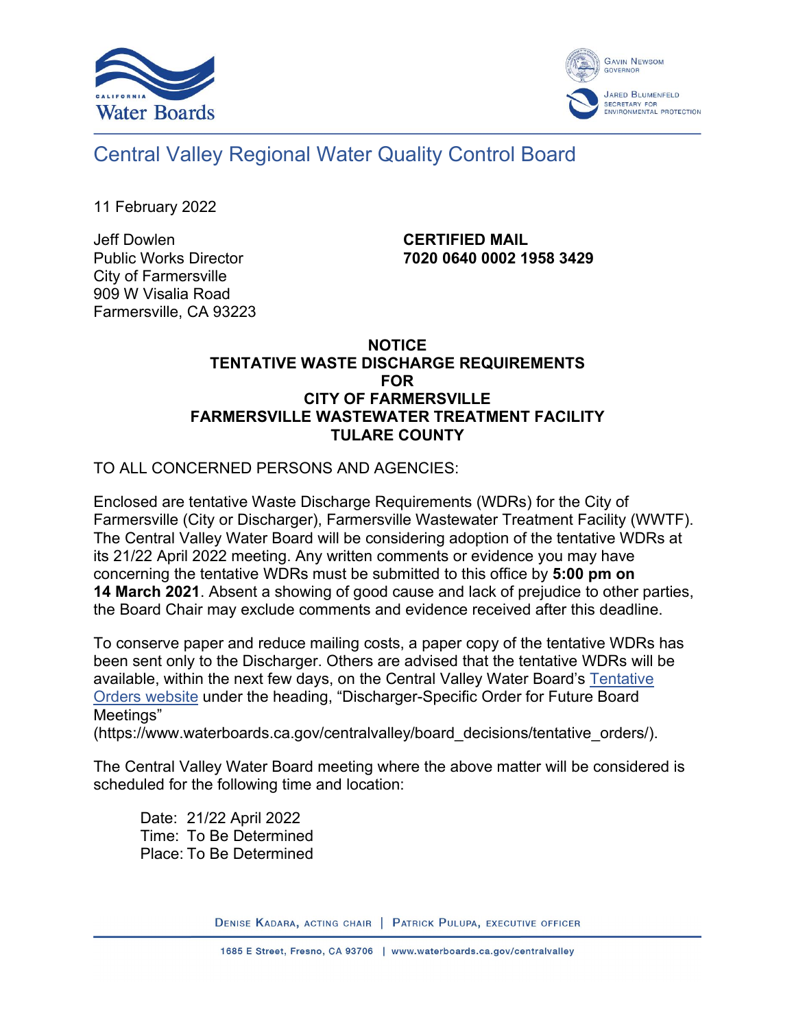California Water Boards

Gavin Newsom, Governor

Jared Blumenfeld, Secretary for Environmental Protection

# Central Valley Regional Water Quality Control Board

11 February 2022

Jeff Dowlen
Public Works Director
City of Farmersville
909 W Visalia Road
Farmersville, CA 93223

**CERTIFIED MAIL**
**7020 0640 0002 1958 3429**

**NOTICE**
**TENTATIVE WASTE DISCHARGE REQUIREMENTS**
**FOR**
**CITY OF FARMERSVILLE**
**FARMERSVILLE WASTEWATER TREATMENT FACILITY**
**TULARE COUNTY**

TO ALL CONCERNED PERSONS AND AGENCIES:

Enclosed are tentative Waste Discharge Requirements (WDRs) for the City of Farmersville (City or Discharger), Farmersville Wastewater Treatment Facility (WWTF). The Central Valley Water Board will be considering adoption of the tentative WDRs at its 21/22 April 2022 meeting. Any written comments or evidence you may have concerning the tentative WDRs must be submitted to this office by **5:00 pm on 14 March 2021**. Absent a showing of good cause and lack of prejudice to other parties, the Board Chair may exclude comments and evidence received after this deadline.

To conserve paper and reduce mailing costs, a paper copy of the tentative WDRs has been sent only to the Discharger. Others are advised that the tentative WDRs will be available, within the next few days, on the Central Valley Water Board's Tentative Orders website under the heading, "Discharger-Specific Order for Future Board Meetings" (https://www.waterboards.ca.gov/centralvalley/board_decisions/tentative_orders/).

The Central Valley Water Board meeting where the above matter will be considered is scheduled for the following time and location:

Date: 21/22 April 2022
Time: To Be Determined
Place: To Be Determined

Denise Kadara, Acting Chair | Patrick Pulupa, Executive Officer

1685 E Street, Fresno, CA 93706 | www.waterboards.ca.gov/centralvalley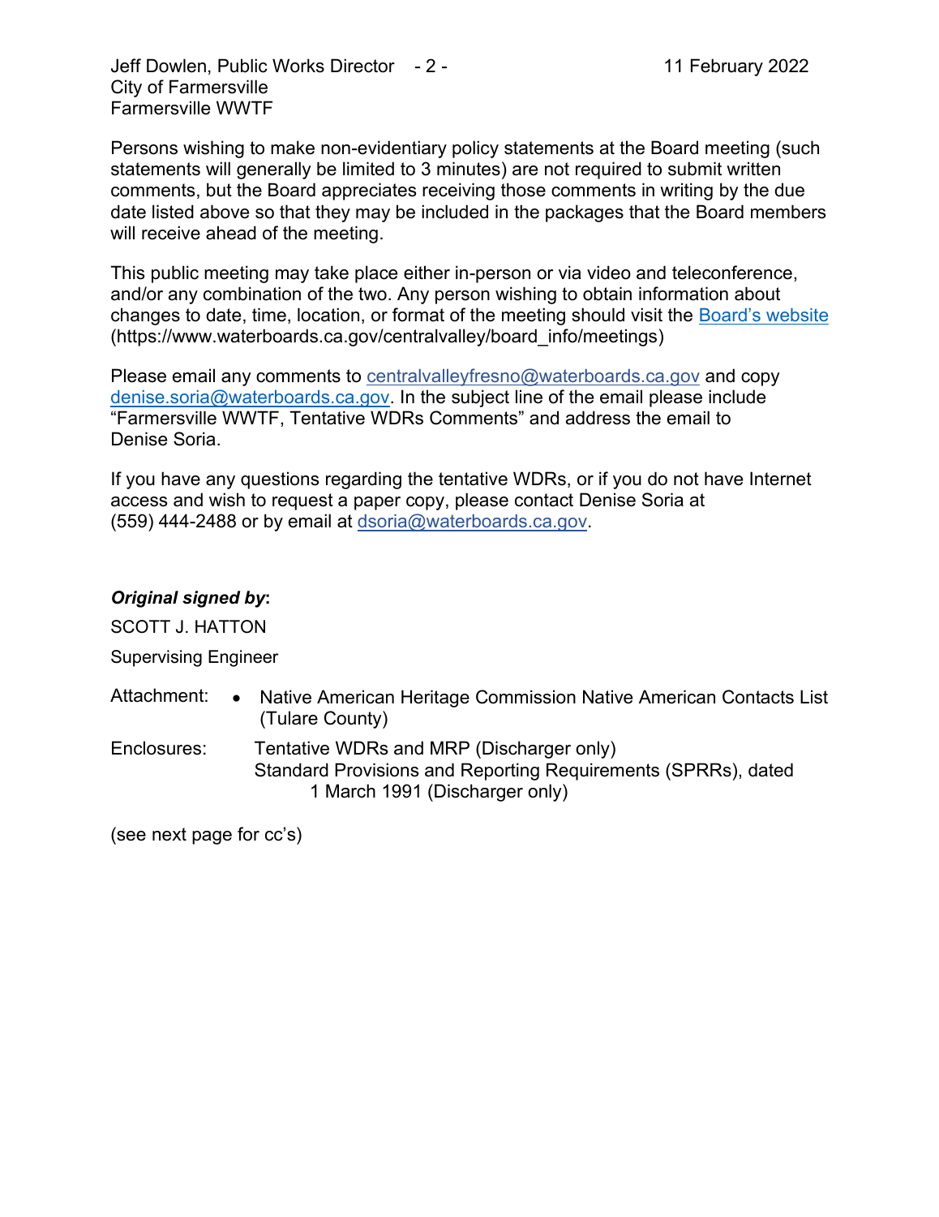Persons wishing to make non-evidentiary policy statements at the Board meeting (such statements will generally be limited to 3 minutes) are not required to submit written comments, but the Board appreciates receiving those comments in writing by the due date listed above so that they may be included in the packages that the Board members will receive ahead of the meeting.

This public meeting may take place either in-person or via video and teleconference, and/or any combination of the two. Any person wishing to obtain information about changes to date, time, location, or format of the meeting should visit the Board's website (https://www.waterboards.ca.gov/centralvalley/board_info/meetings)

Please email any comments to centralvalleyfresno@waterboards.ca.gov and copy denise.soria@waterboards.ca.gov. In the subject line of the email please include "Farmersville WWTF, Tentative WDRs Comments" and address the email to Denise Soria.

If you have any questions regarding the tentative WDRs, or if you do not have Internet access and wish to request a paper copy, please contact Denise Soria at (559) 444-2488 or by email at dsoria@waterboards.ca.gov.

***Original signed by*:**

SCOTT J. HATTON

Supervising Engineer

Attachment:
- Native American Heritage Commission Native American Contacts List (Tulare County)

Enclosures:
Tentative WDRs and MRP (Discharger only)
Standard Provisions and Reporting Requirements (SPRRs), dated 1 March 1991 (Discharger only)

(see next page for cc's)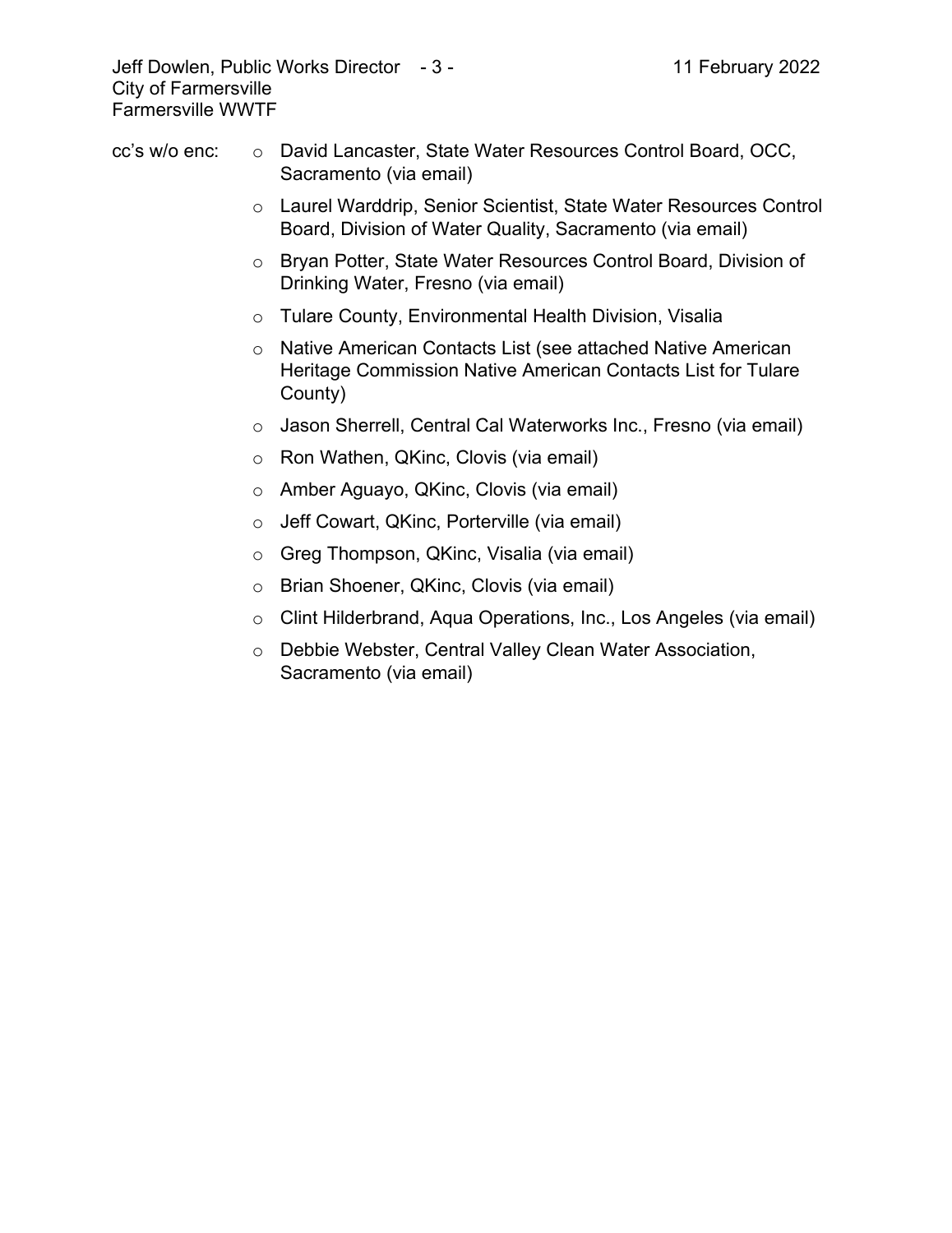cc's w/o enc:

- David Lancaster, State Water Resources Control Board, OCC, Sacramento (via email)
- Laurel Warddrip, Senior Scientist, State Water Resources Control Board, Division of Water Quality, Sacramento (via email)
- Bryan Potter, State Water Resources Control Board, Division of Drinking Water, Fresno (via email)
- Tulare County, Environmental Health Division, Visalia
- Native American Contacts List (see attached Native American Heritage Commission Native American Contacts List for Tulare County)
- Jason Sherrell, Central Cal Waterworks Inc., Fresno (via email)
- Ron Wathen, QKinc, Clovis (via email)
- Amber Aguayo, QKinc, Clovis (via email)
- Jeff Cowart, QKinc, Porterville (via email)
- Greg Thompson, QKinc, Visalia (via email)
- Brian Shoener, QKinc, Clovis (via email)
- Clint Hilderbrand, Aqua Operations, Inc., Los Angeles (via email)
- Debbie Webster, Central Valley Clean Water Association, Sacramento (via email)